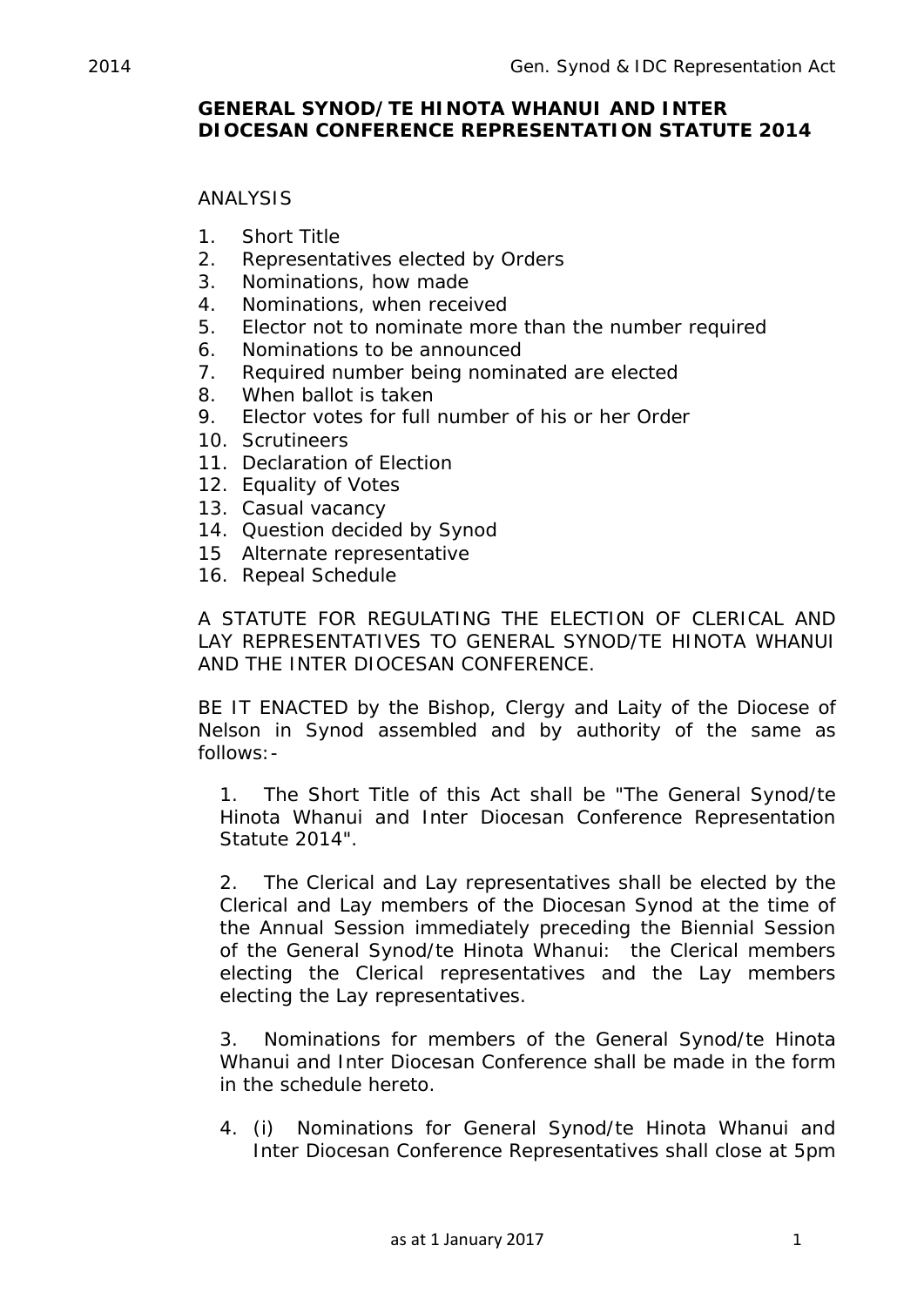**GENERAL SYNOD/TE HINOTA WHANUI AND INTER DIOCESAN CONFERENCE REPRESENTATION STATUTE 2014**

ANALYSIS

1. Short Title
2. Representatives elected by Orders
3. Nominations, how made
4. Nominations, when received
5. Elector not to nominate more than the number required
6. Nominations to be announced
7. Required number being nominated are elected
8. When ballot is taken
9. Elector votes for full number of his or her Order
10. Scrutineers
11. Declaration of Election
12. Equality of Votes
13. Casual vacancy
14. Question decided by Synod
15 Alternate representative
16. Repeal Schedule

A STATUTE FOR REGULATING THE ELECTION OF CLERICAL AND LAY REPRESENTATIVES TO GENERAL SYNOD/TE HINOTA WHANUI AND THE INTER DIOCESAN CONFERENCE.

BE IT ENACTED by the Bishop, Clergy and Laity of the Diocese of Nelson in Synod assembled and by authority of the same as follows:-

1. The Short Title of this Act shall be "The General Synod/te Hinota Whanui and Inter Diocesan Conference Representation Statute 2014".

2. The Clerical and Lay representatives shall be elected by the Clerical and Lay members of the Diocesan Synod at the time of the Annual Session immediately preceding the Biennial Session of the General Synod/te Hinota Whanui: the Clerical members electing the Clerical representatives and the Lay members electing the Lay representatives.

3. Nominations for members of the General Synod/te Hinota Whanui and Inter Diocesan Conference shall be made in the form in the schedule hereto.

4. (i) Nominations for General Synod/te Hinota Whanui and Inter Diocesan Conference Representatives shall close at 5pm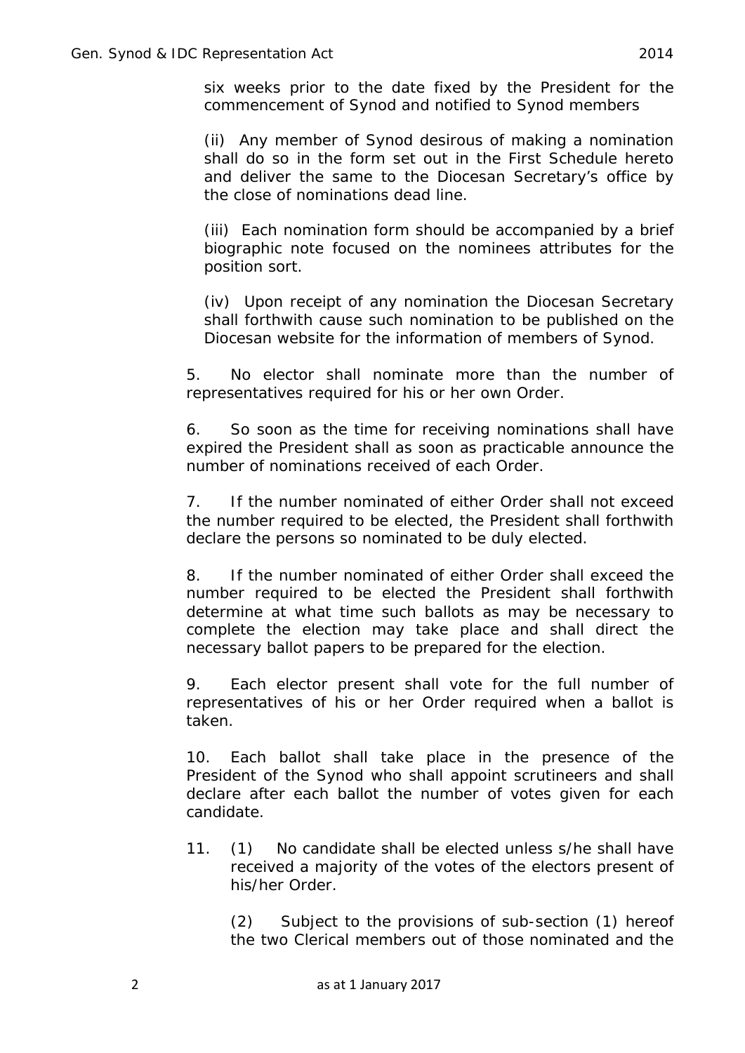six weeks prior to the date fixed by the President for the commencement of Synod and notified to Synod members

(ii) Any member of Synod desirous of making a nomination shall do so in the form set out in the First Schedule hereto and deliver the same to the Diocesan Secretary's office by the close of nominations dead line.

(iii) Each nomination form should be accompanied by a brief biographic note focused on the nominees attributes for the position sort.

(iv) Upon receipt of any nomination the Diocesan Secretary shall forthwith cause such nomination to be published on the Diocesan website for the information of members of Synod.

5. No elector shall nominate more than the number of representatives required for his or her own Order.

6. So soon as the time for receiving nominations shall have expired the President shall as soon as practicable announce the number of nominations received of each Order.

7. If the number nominated of either Order shall not exceed the number required to be elected, the President shall forthwith declare the persons so nominated to be duly elected.

8. If the number nominated of either Order shall exceed the number required to be elected the President shall forthwith determine at what time such ballots as may be necessary to complete the election may take place and shall direct the necessary ballot papers to be prepared for the election.

9. Each elector present shall vote for the full number of representatives of his or her Order required when a ballot is taken.

10. Each ballot shall take place in the presence of the President of the Synod who shall appoint scrutineers and shall declare after each ballot the number of votes given for each candidate.

11. (1) No candidate shall be elected unless s/he shall have received a majority of the votes of the electors present of his/her Order.

(2) Subject to the provisions of sub-section (1) hereof the two Clerical members out of those nominated and the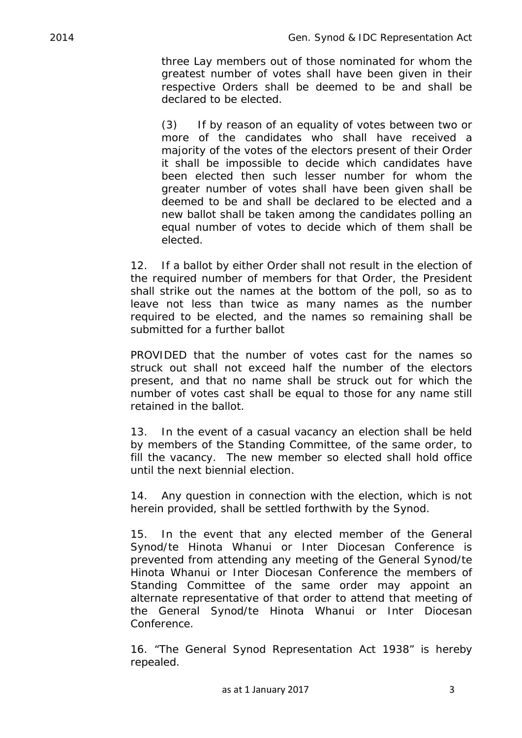three Lay members out of those nominated for whom the greatest number of votes shall have been given in their respective Orders shall be deemed to be and shall be declared to be elected.

(3) If by reason of an equality of votes between two or more of the candidates who shall have received a majority of the votes of the electors present of their Order it shall be impossible to decide which candidates have been elected then such lesser number for whom the greater number of votes shall have been given shall be deemed to be and shall be declared to be elected and a new ballot shall be taken among the candidates polling an equal number of votes to decide which of them shall be elected.

12. If a ballot by either Order shall not result in the election of the required number of members for that Order, the President shall strike out the names at the bottom of the poll, so as to leave not less than twice as many names as the number required to be elected, and the names so remaining shall be submitted for a further ballot

PROVIDED that the number of votes cast for the names so struck out shall not exceed half the number of the electors present, and that no name shall be struck out for which the number of votes cast shall be equal to those for any name still retained in the ballot.

13. In the event of a casual vacancy an election shall be held by members of the Standing Committee, of the same order, to fill the vacancy. The new member so elected shall hold office until the next biennial election.

14. Any question in connection with the election, which is not herein provided, shall be settled forthwith by the Synod.

15. In the event that any elected member of the General Synod/te Hinota Whanui or Inter Diocesan Conference is prevented from attending any meeting of the General Synod/te Hinota Whanui or Inter Diocesan Conference the members of Standing Committee of the same order may appoint an alternate representative of that order to attend that meeting of the General Synod/te Hinota Whanui or Inter Diocesan Conference.

16. "The General Synod Representation Act 1938" is hereby repealed.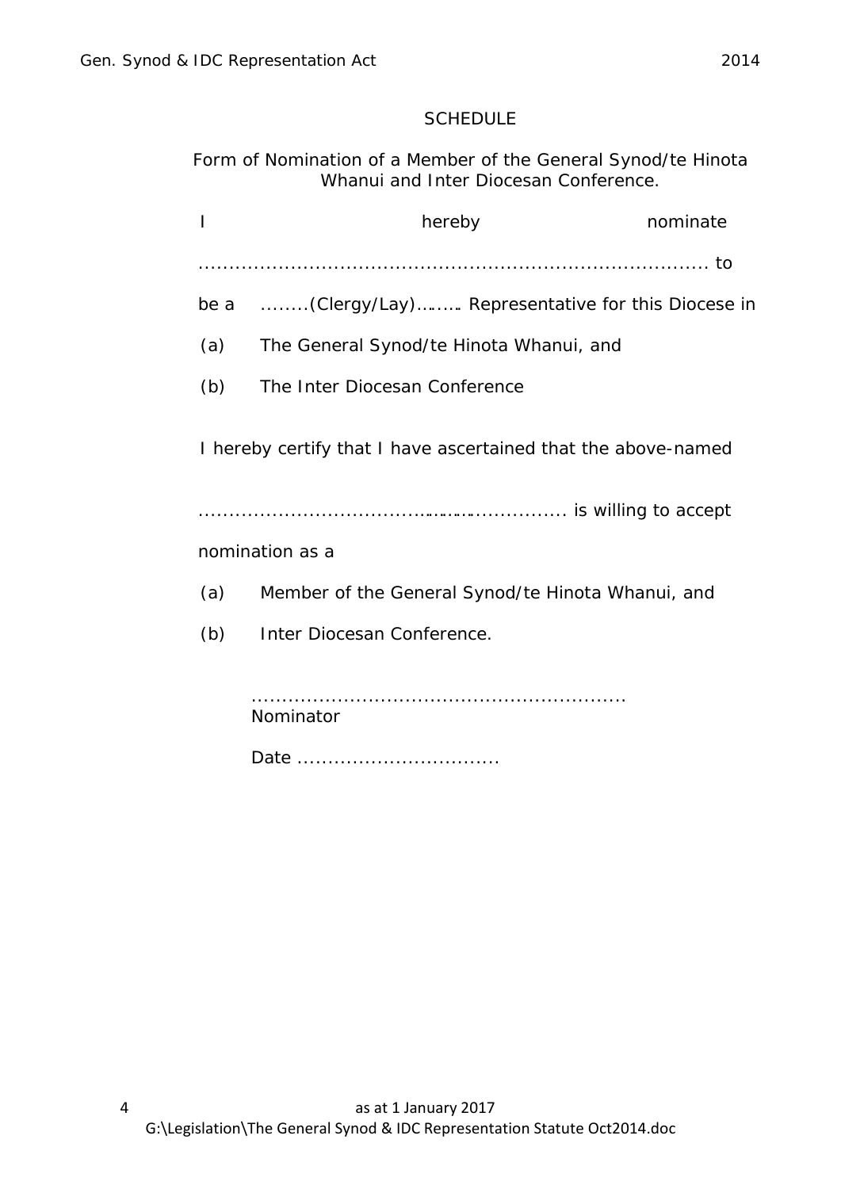## SCHEDULE

Form of Nomination of a Member of the General Synod/te Hinota Whanui and Inter Diocesan Conference.

I hereby nominate

.................................................................................... to

be a ........(Clergy/Lay)……… Representative for this Diocese in

(a) The General Synod/te Hinota Whanui, and

(b) The Inter Diocesan Conference

I hereby certify that I have ascertained that the above-named

......................................……………............... is willing to accept

nomination as a

(a) Member of the General Synod/te Hinota Whanui, and

(b) Inter Diocesan Conference.

............................................................
Nominator

Date ................................